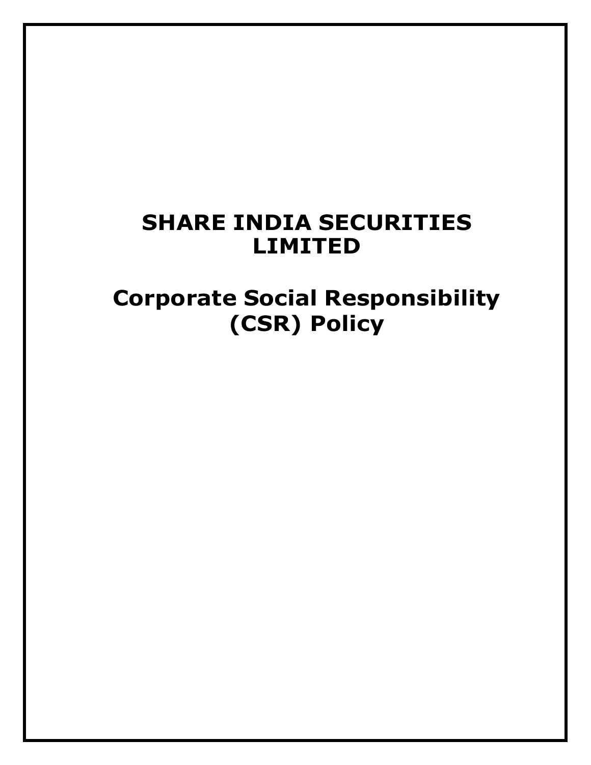# SHARE INDIA SECURITIES LIMITED

# Corporate Social Responsibility (CSR) Policy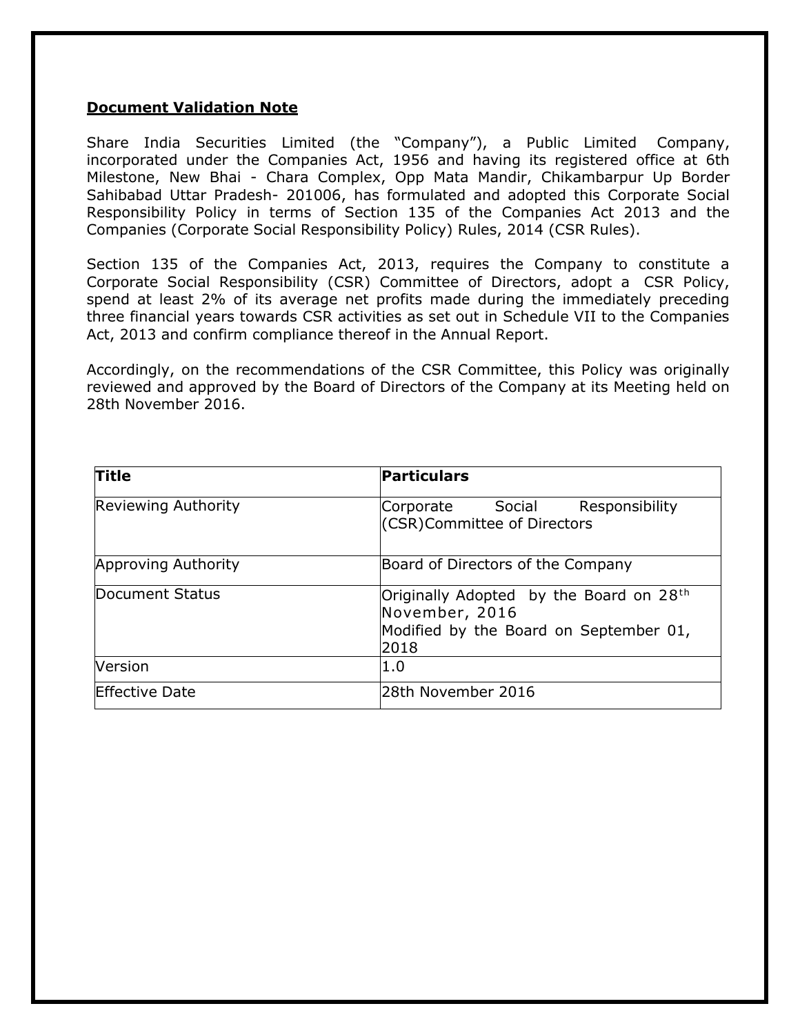## Document Validation Note

Share India Securities Limited (the "Company"), a Public Limited Company, incorporated under the Companies Act, 1956 and having its registered office at 6th Milestone, New Bhai - Chara Complex, Opp Mata Mandir, Chikambarpur Up Border Sahibabad Uttar Pradesh- 201006, has formulated and adopted this Corporate Social Responsibility Policy in terms of Section 135 of the Companies Act 2013 and the Companies (Corporate Social Responsibility Policy) Rules, 2014 (CSR Rules).

Section 135 of the Companies Act, 2013, requires the Company to constitute a Corporate Social Responsibility (CSR) Committee of Directors, adopt a CSR Policy, spend at least 2% of its average net profits made during the immediately preceding three financial years towards CSR activities as set out in Schedule VII to the Companies Act, 2013 and confirm compliance thereof in the Annual Report.

Accordingly, on the recommendations of the CSR Committee, this Policy was originally reviewed and approved by the Board of Directors of the Company at its Meeting held on 28th November 2016.

| Title | Particulars |
|---|---|
| Reviewing Authority | Corporate Social Responsibility (CSR)Committee of Directors |
| Approving Authority | Board of Directors of the Company |
| Document Status | Originally Adopted by the Board on 28th November, 2016<br>Modified by the Board on September 01, 2018 |
| Version | 1.0 |
| Effective Date | 28th November 2016 |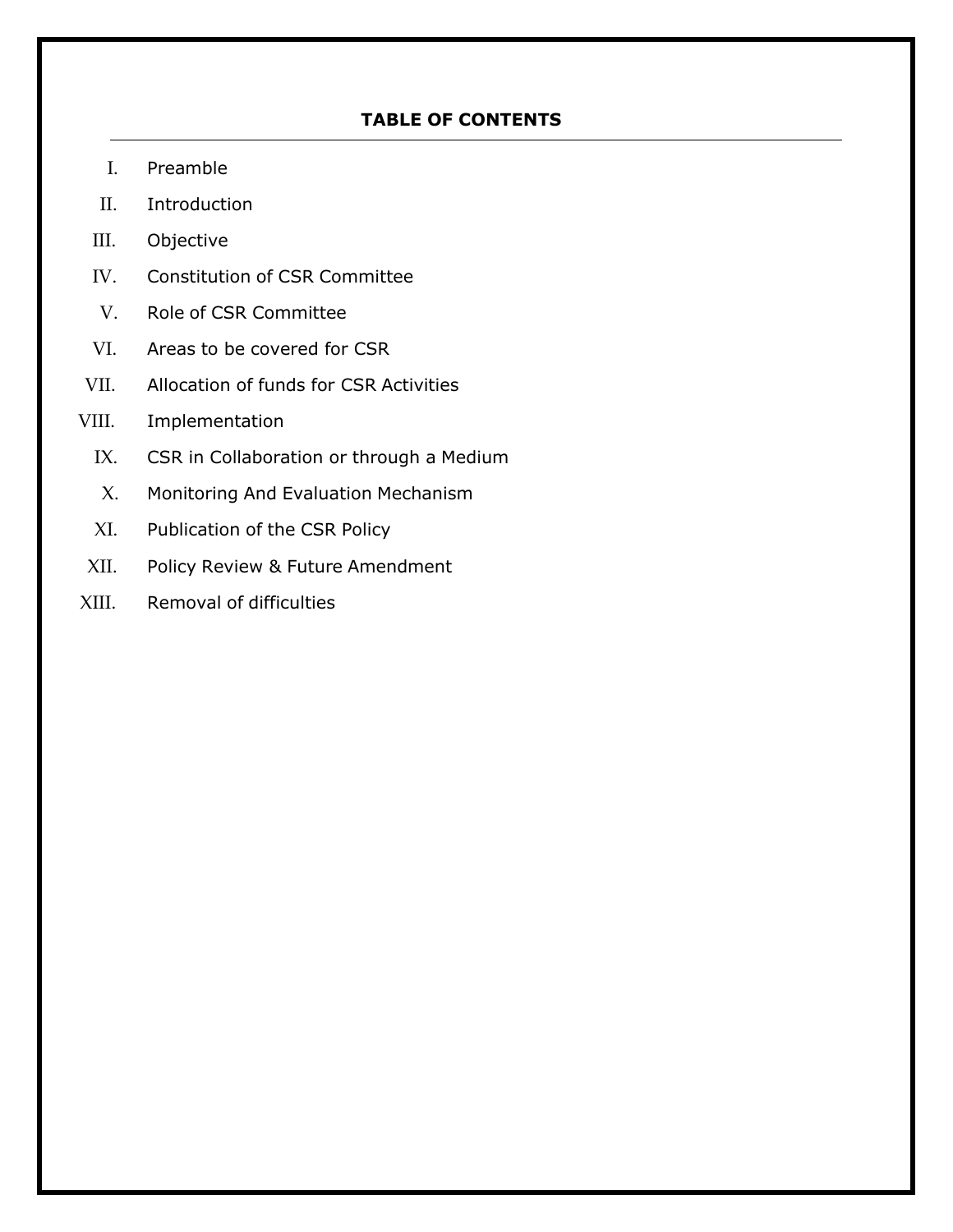## TABLE OF CONTENTS

I. Preamble

II. Introduction

III. Objective

IV. Constitution of CSR Committee

V. Role of CSR Committee

VI. Areas to be covered for CSR

VII. Allocation of funds for CSR Activities

VIII. Implementation

IX. CSR in Collaboration or through a Medium

X. Monitoring And Evaluation Mechanism

XI. Publication of the CSR Policy

XII. Policy Review & Future Amendment

XIII. Removal of difficulties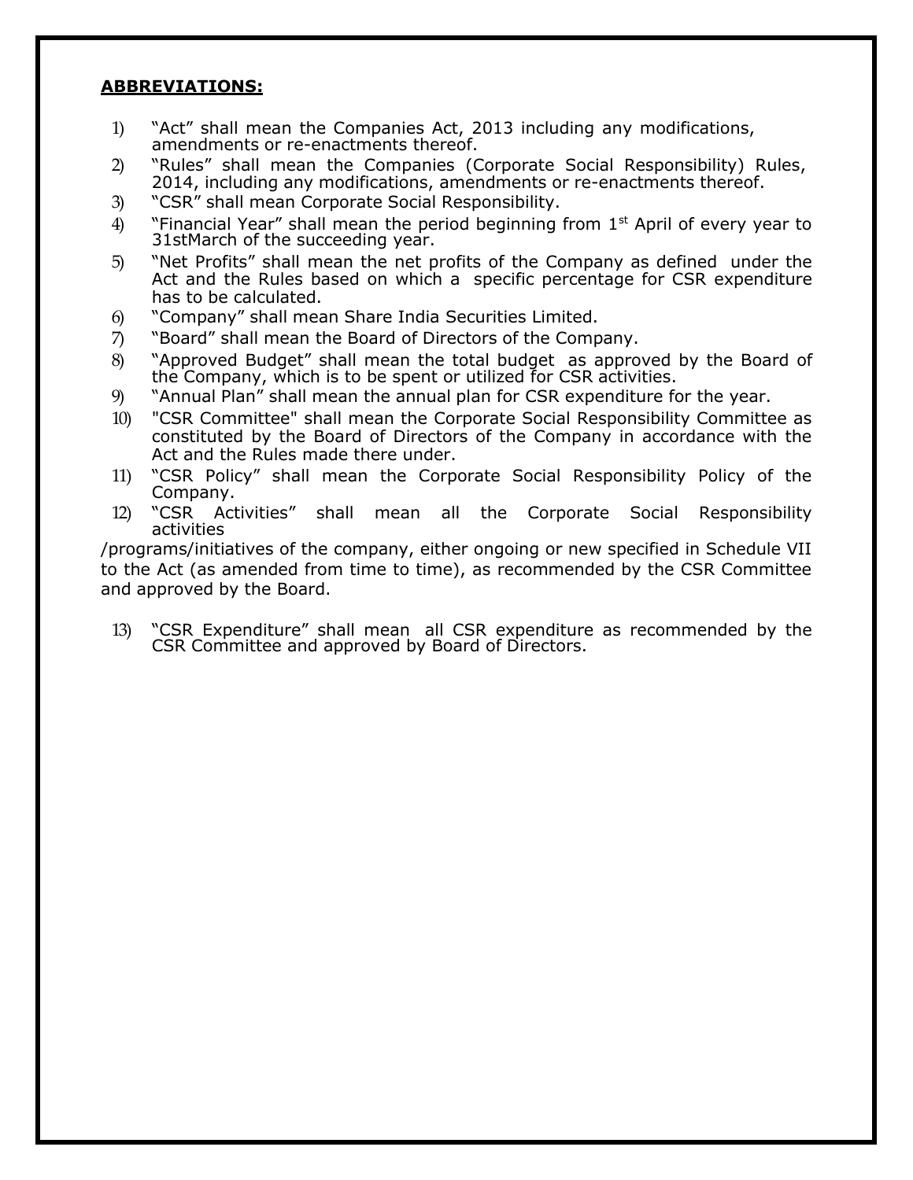**ABBREVIATIONS:**

1) "Act" shall mean the Companies Act, 2013 including any modifications, amendments or re-enactments thereof.
2) "Rules" shall mean the Companies (Corporate Social Responsibility) Rules, 2014, including any modifications, amendments or re-enactments thereof.
3) "CSR" shall mean Corporate Social Responsibility.
4) "Financial Year" shall mean the period beginning from 1st April of every year to 31stMarch of the succeeding year.
5) "Net Profits" shall mean the net profits of the Company as defined under the Act and the Rules based on which a specific percentage for CSR expenditure has to be calculated.
6) "Company" shall mean Share India Securities Limited.
7) "Board" shall mean the Board of Directors of the Company.
8) "Approved Budget" shall mean the total budget as approved by the Board of the Company, which is to be spent or utilized for CSR activities.
9) "Annual Plan" shall mean the annual plan for CSR expenditure for the year.
10) "CSR Committee" shall mean the Corporate Social Responsibility Committee as constituted by the Board of Directors of the Company in accordance with the Act and the Rules made there under.
11) "CSR Policy" shall mean the Corporate Social Responsibility Policy of the Company.
12) "CSR Activities" shall mean all the Corporate Social Responsibility activities

/programs/initiatives of the company, either ongoing or new specified in Schedule VII to the Act (as amended from time to time), as recommended by the CSR Committee and approved by the Board.

13) "CSR Expenditure" shall mean all CSR expenditure as recommended by the CSR Committee and approved by Board of Directors.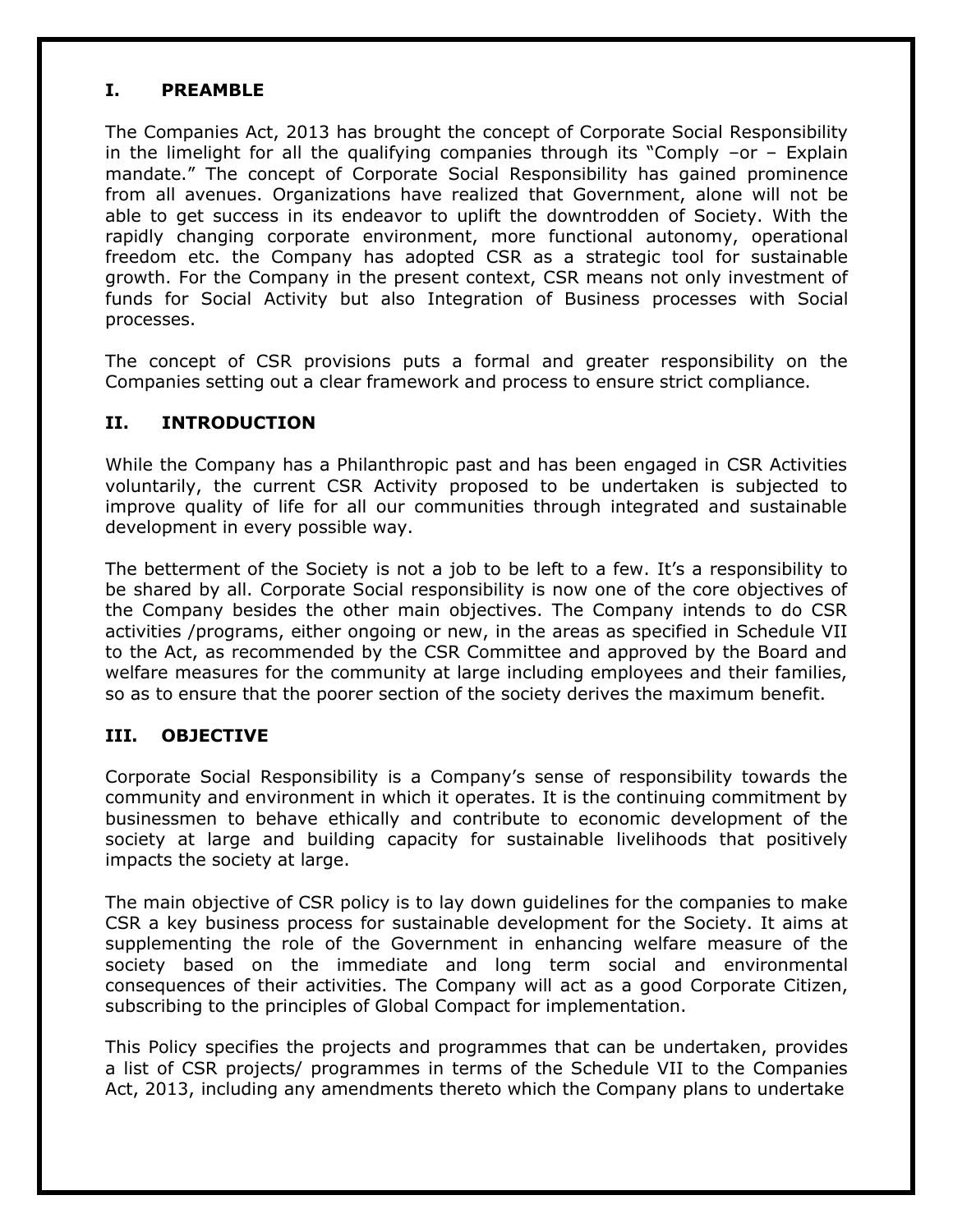## I. PREAMBLE

The Companies Act, 2013 has brought the concept of Corporate Social Responsibility in the limelight for all the qualifying companies through its "Comply –or – Explain mandate." The concept of Corporate Social Responsibility has gained prominence from all avenues. Organizations have realized that Government, alone will not be able to get success in its endeavor to uplift the downtrodden of Society. With the rapidly changing corporate environment, more functional autonomy, operational freedom etc. the Company has adopted CSR as a strategic tool for sustainable growth. For the Company in the present context, CSR means not only investment of funds for Social Activity but also Integration of Business processes with Social processes.

The concept of CSR provisions puts a formal and greater responsibility on the Companies setting out a clear framework and process to ensure strict compliance.

## II. INTRODUCTION

While the Company has a Philanthropic past and has been engaged in CSR Activities voluntarily, the current CSR Activity proposed to be undertaken is subjected to improve quality of life for all our communities through integrated and sustainable development in every possible way.

The betterment of the Society is not a job to be left to a few. It's a responsibility to be shared by all. Corporate Social responsibility is now one of the core objectives of the Company besides the other main objectives. The Company intends to do CSR activities /programs, either ongoing or new, in the areas as specified in Schedule VII to the Act, as recommended by the CSR Committee and approved by the Board and welfare measures for the community at large including employees and their families, so as to ensure that the poorer section of the society derives the maximum benefit.

## III. OBJECTIVE

Corporate Social Responsibility is a Company's sense of responsibility towards the community and environment in which it operates. It is the continuing commitment by businessmen to behave ethically and contribute to economic development of the society at large and building capacity for sustainable livelihoods that positively impacts the society at large.

The main objective of CSR policy is to lay down guidelines for the companies to make CSR a key business process for sustainable development for the Society. It aims at supplementing the role of the Government in enhancing welfare measure of the society based on the immediate and long term social and environmental consequences of their activities. The Company will act as a good Corporate Citizen, subscribing to the principles of Global Compact for implementation.

This Policy specifies the projects and programmes that can be undertaken, provides a list of CSR projects/ programmes in terms of the Schedule VII to the Companies Act, 2013, including any amendments thereto which the Company plans to undertake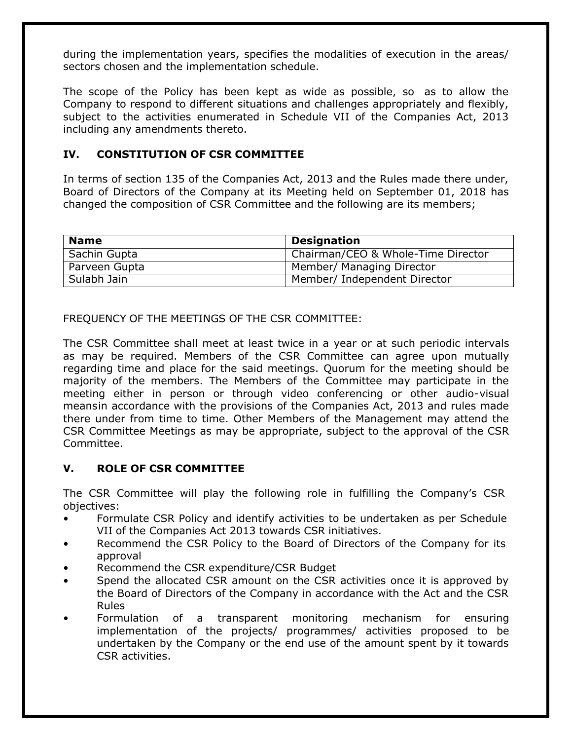during the implementation years, specifies the modalities of execution in the areas/ sectors chosen and the implementation schedule.

The scope of the Policy has been kept as wide as possible, so as to allow the Company to respond to different situations and challenges appropriately and flexibly, subject to the activities enumerated in Schedule VII of the Companies Act, 2013 including any amendments thereto.

## IV. CONSTITUTION OF CSR COMMITTEE

In terms of section 135 of the Companies Act, 2013 and the Rules made there under, Board of Directors of the Company at its Meeting held on September 01, 2018 has changed the composition of CSR Committee and the following are its members;

| **Name** | **Designation** |
| --- | --- |
| Sachin Gupta | Chairman/CEO & Whole-Time Director |
| Parveen Gupta | Member/ Managing Director |
| Sulabh Jain | Member/ Independent Director |

FREQUENCY OF THE MEETINGS OF THE CSR COMMITTEE:

The CSR Committee shall meet at least twice in a year or at such periodic intervals as may be required. Members of the CSR Committee can agree upon mutually regarding time and place for the said meetings. Quorum for the meeting should be majority of the members. The Members of the Committee may participate in the meeting either in person or through video conferencing or other audio-visual meansin accordance with the provisions of the Companies Act, 2013 and rules made there under from time to time. Other Members of the Management may attend the CSR Committee Meetings as may be appropriate, subject to the approval of the CSR Committee.

## V. ROLE OF CSR COMMITTEE

The CSR Committee will play the following role in fulfilling the Company's CSR objectives:

- Formulate CSR Policy and identify activities to be undertaken as per Schedule VII of the Companies Act 2013 towards CSR initiatives.
- Recommend the CSR Policy to the Board of Directors of the Company for its approval
- Recommend the CSR expenditure/CSR Budget
- Spend the allocated CSR amount on the CSR activities once it is approved by the Board of Directors of the Company in accordance with the Act and the CSR Rules
- Formulation of a transparent monitoring mechanism for ensuring implementation of the projects/ programmes/ activities proposed to be undertaken by the Company or the end use of the amount spent by it towards CSR activities.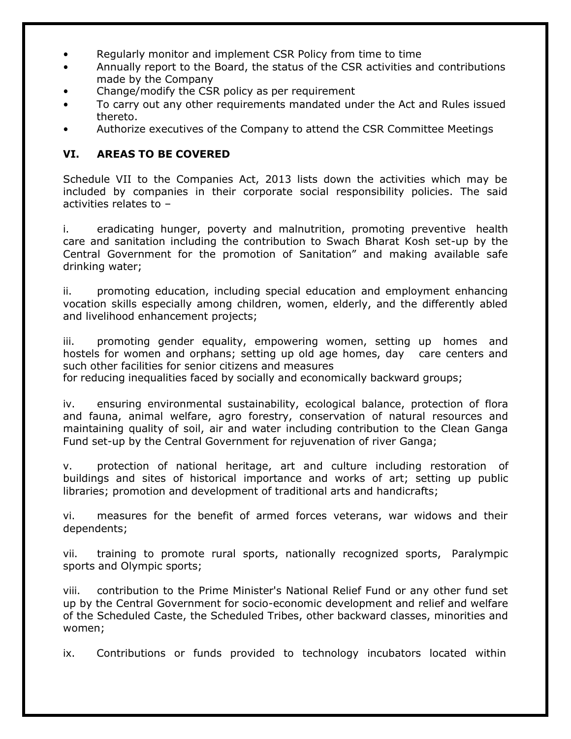- Regularly monitor and implement CSR Policy from time to time
- Annually report to the Board, the status of the CSR activities and contributions made by the Company
- Change/modify the CSR policy as per requirement
- To carry out any other requirements mandated under the Act and Rules issued thereto.
- Authorize executives of the Company to attend the CSR Committee Meetings

## VI. AREAS TO BE COVERED

Schedule VII to the Companies Act, 2013 lists down the activities which may be included by companies in their corporate social responsibility policies. The said activities relates to –

i. eradicating hunger, poverty and malnutrition, promoting preventive health care and sanitation including the contribution to Swach Bharat Kosh set-up by the Central Government for the promotion of Sanitation" and making available safe drinking water;

ii. promoting education, including special education and employment enhancing vocation skills especially among children, women, elderly, and the differently abled and livelihood enhancement projects;

iii. promoting gender equality, empowering women, setting up homes and hostels for women and orphans; setting up old age homes, day care centers and such other facilities for senior citizens and measures for reducing inequalities faced by socially and economically backward groups;

iv. ensuring environmental sustainability, ecological balance, protection of flora and fauna, animal welfare, agro forestry, conservation of natural resources and maintaining quality of soil, air and water including contribution to the Clean Ganga Fund set-up by the Central Government for rejuvenation of river Ganga;

v. protection of national heritage, art and culture including restoration of buildings and sites of historical importance and works of art; setting up public libraries; promotion and development of traditional arts and handicrafts;

vi. measures for the benefit of armed forces veterans, war widows and their dependents;

vii. training to promote rural sports, nationally recognized sports, Paralympic sports and Olympic sports;

viii. contribution to the Prime Minister's National Relief Fund or any other fund set up by the Central Government for socio-economic development and relief and welfare of the Scheduled Caste, the Scheduled Tribes, other backward classes, minorities and women;

ix. Contributions or funds provided to technology incubators located within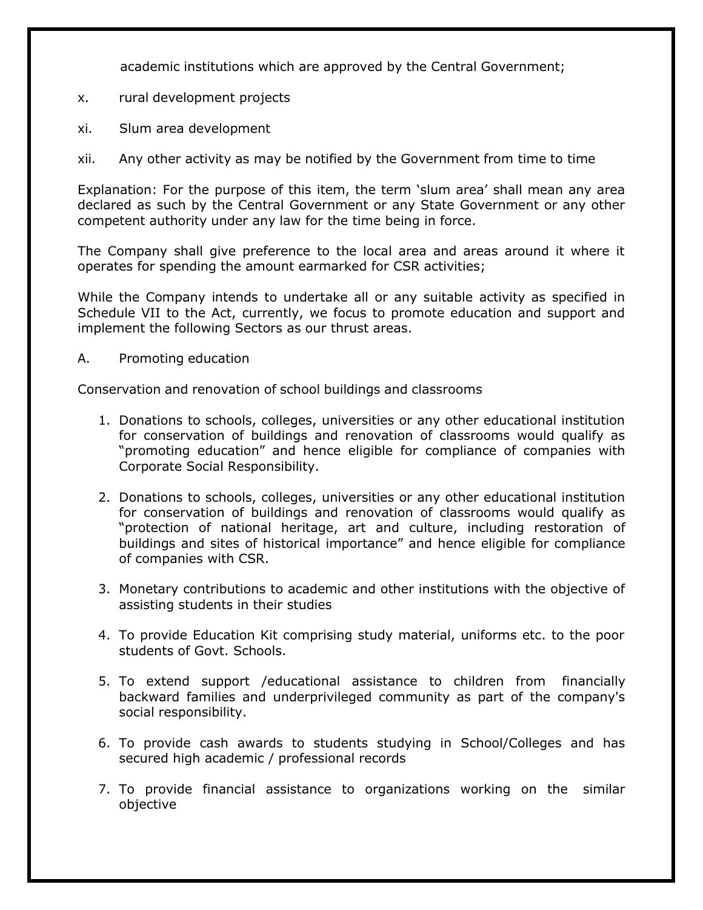academic institutions which are approved by the Central Government;

x. rural development projects

xi. Slum area development

xii. Any other activity as may be notified by the Government from time to time

Explanation: For the purpose of this item, the term 'slum area' shall mean any area declared as such by the Central Government or any State Government or any other competent authority under any law for the time being in force.

The Company shall give preference to the local area and areas around it where it operates for spending the amount earmarked for CSR activities;

While the Company intends to undertake all or any suitable activity as specified in Schedule VII to the Act, currently, we focus to promote education and support and implement the following Sectors as our thrust areas.

A. Promoting education

Conservation and renovation of school buildings and classrooms

1. Donations to schools, colleges, universities or any other educational institution for conservation of buildings and renovation of classrooms would qualify as "promoting education" and hence eligible for compliance of companies with Corporate Social Responsibility.
2. Donations to schools, colleges, universities or any other educational institution for conservation of buildings and renovation of classrooms would qualify as "protection of national heritage, art and culture, including restoration of buildings and sites of historical importance" and hence eligible for compliance of companies with CSR.
3. Monetary contributions to academic and other institutions with the objective of assisting students in their studies
4. To provide Education Kit comprising study material, uniforms etc. to the poor students of Govt. Schools.
5. To extend support /educational assistance to children from financially backward families and underprivileged community as part of the company's social responsibility.
6. To provide cash awards to students studying in School/Colleges and has secured high academic / professional records
7. To provide financial assistance to organizations working on the similar objective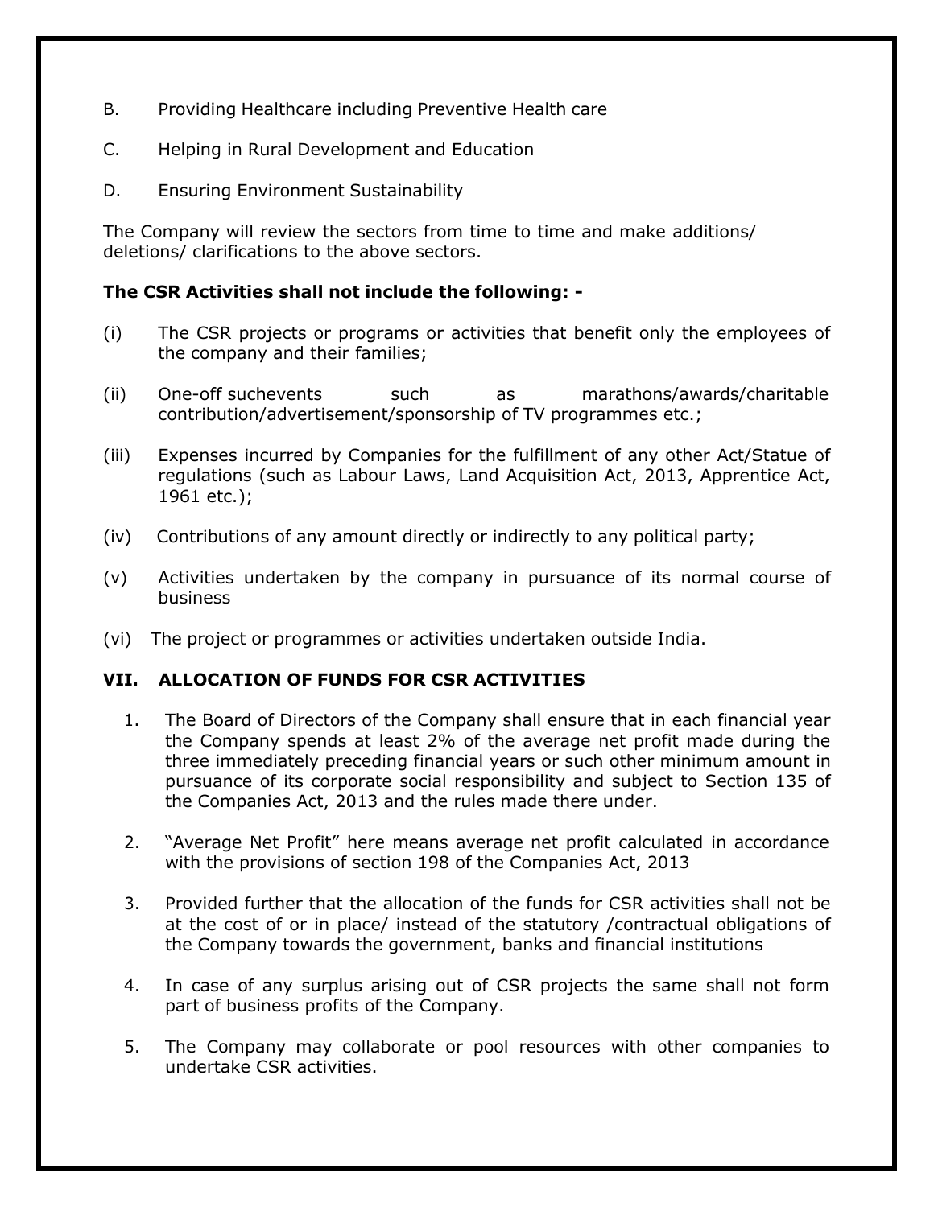B. Providing Healthcare including Preventive Health care

C. Helping in Rural Development and Education

D. Ensuring Environment Sustainability

The Company will review the sectors from time to time and make additions/ deletions/ clarifications to the above sectors.

**The CSR Activities shall not include the following: -**

(i) The CSR projects or programs or activities that benefit only the employees of the company and their families;

(ii) One-off suchevents such as marathons/awards/charitable contribution/advertisement/sponsorship of TV programmes etc.;

(iii) Expenses incurred by Companies for the fulfillment of any other Act/Statue of regulations (such as Labour Laws, Land Acquisition Act, 2013, Apprentice Act, 1961 etc.);

(iv) Contributions of any amount directly or indirectly to any political party;

(v) Activities undertaken by the company in pursuance of its normal course of business

(vi) The project or programmes or activities undertaken outside India.

## VII. ALLOCATION OF FUNDS FOR CSR ACTIVITIES

1. The Board of Directors of the Company shall ensure that in each financial year the Company spends at least 2% of the average net profit made during the three immediately preceding financial years or such other minimum amount in pursuance of its corporate social responsibility and subject to Section 135 of the Companies Act, 2013 and the rules made there under.

2. "Average Net Profit" here means average net profit calculated in accordance with the provisions of section 198 of the Companies Act, 2013

3. Provided further that the allocation of the funds for CSR activities shall not be at the cost of or in place/ instead of the statutory /contractual obligations of the Company towards the government, banks and financial institutions

4. In case of any surplus arising out of CSR projects the same shall not form part of business profits of the Company.

5. The Company may collaborate or pool resources with other companies to undertake CSR activities.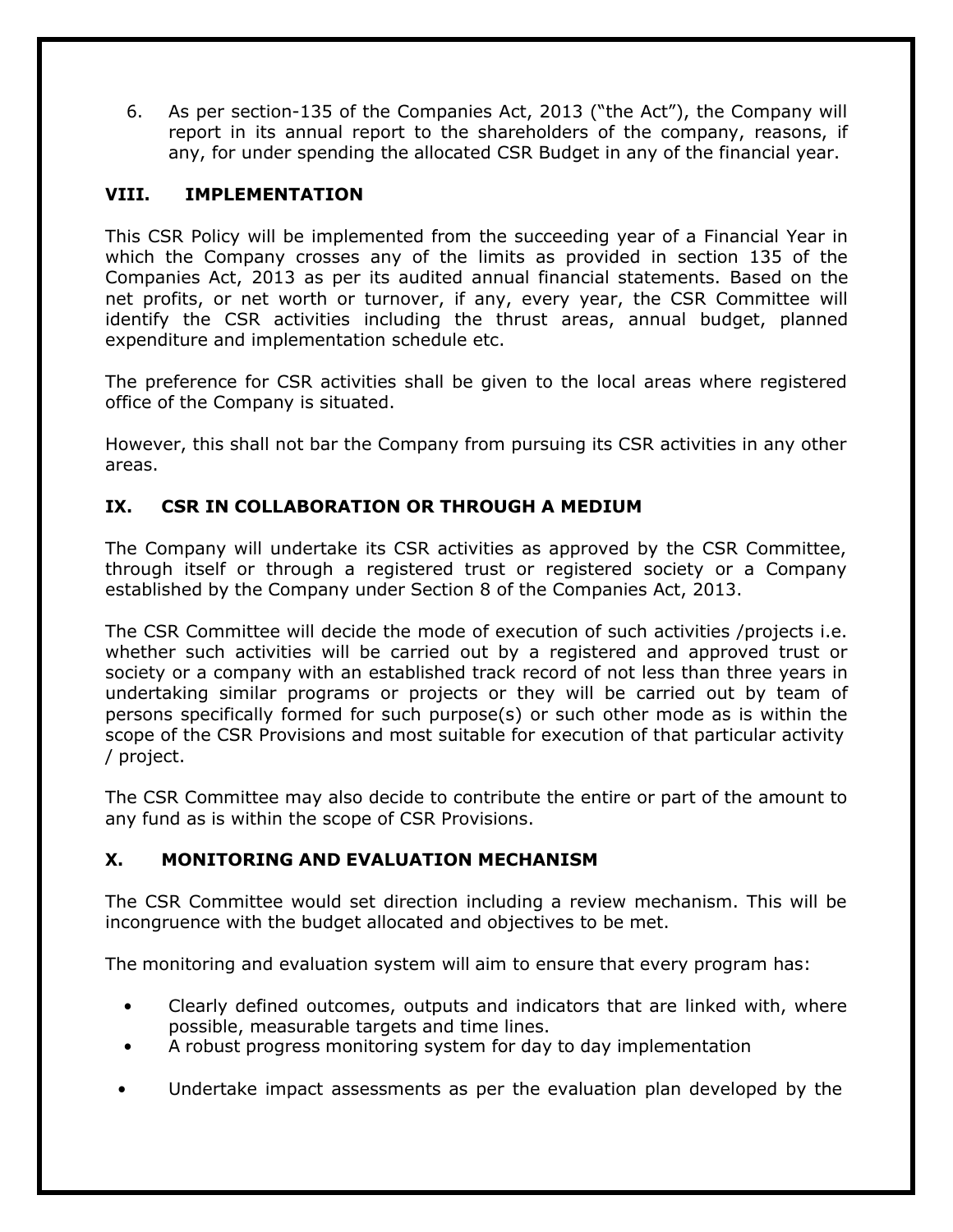6. As per section-135 of the Companies Act, 2013 ("the Act"), the Company will report in its annual report to the shareholders of the company, reasons, if any, for under spending the allocated CSR Budget in any of the financial year.

## VIII. IMPLEMENTATION

This CSR Policy will be implemented from the succeeding year of a Financial Year in which the Company crosses any of the limits as provided in section 135 of the Companies Act, 2013 as per its audited annual financial statements. Based on the net profits, or net worth or turnover, if any, every year, the CSR Committee will identify the CSR activities including the thrust areas, annual budget, planned expenditure and implementation schedule etc.

The preference for CSR activities shall be given to the local areas where registered office of the Company is situated.

However, this shall not bar the Company from pursuing its CSR activities in any other areas.

## IX. CSR IN COLLABORATION OR THROUGH A MEDIUM

The Company will undertake its CSR activities as approved by the CSR Committee, through itself or through a registered trust or registered society or a Company established by the Company under Section 8 of the Companies Act, 2013.

The CSR Committee will decide the mode of execution of such activities /projects i.e. whether such activities will be carried out by a registered and approved trust or society or a company with an established track record of not less than three years in undertaking similar programs or projects or they will be carried out by team of persons specifically formed for such purpose(s) or such other mode as is within the scope of the CSR Provisions and most suitable for execution of that particular activity / project.

The CSR Committee may also decide to contribute the entire or part of the amount to any fund as is within the scope of CSR Provisions.

## X. MONITORING AND EVALUATION MECHANISM

The CSR Committee would set direction including a review mechanism. This will be incongruence with the budget allocated and objectives to be met.

The monitoring and evaluation system will aim to ensure that every program has:

- Clearly defined outcomes, outputs and indicators that are linked with, where possible, measurable targets and time lines.
- A robust progress monitoring system for day to day implementation
- Undertake impact assessments as per the evaluation plan developed by the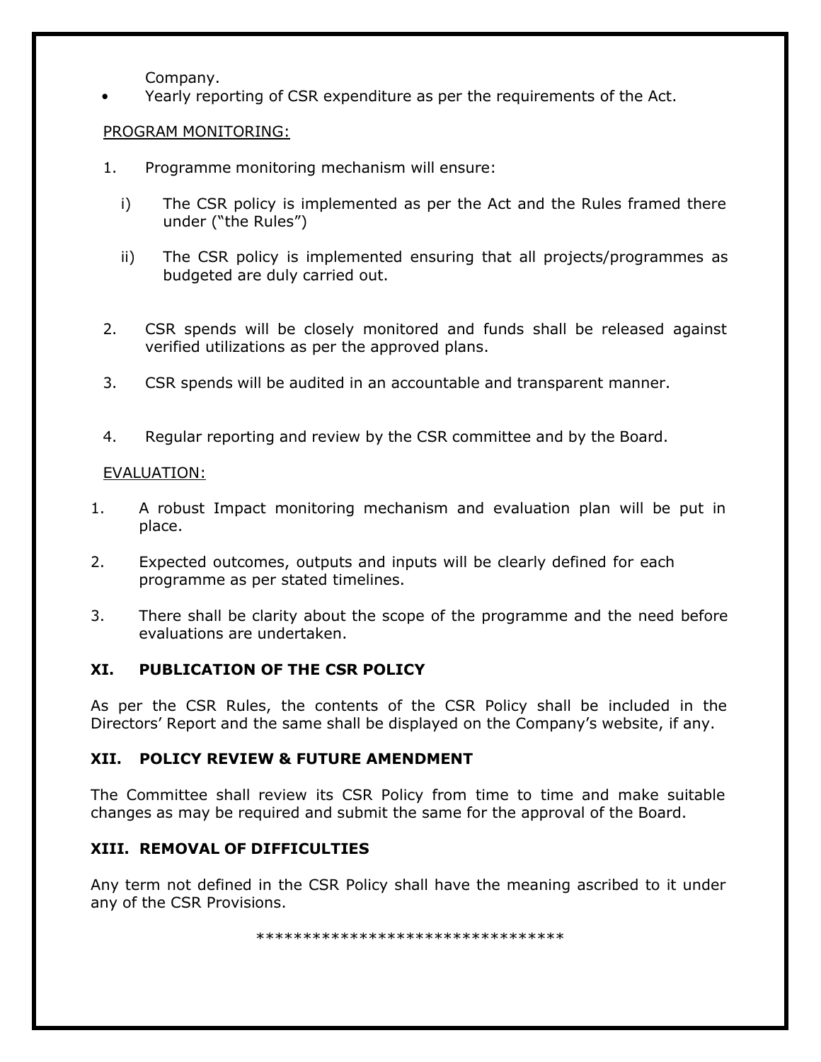Company.

- Yearly reporting of CSR expenditure as per the requirements of the Act.

PROGRAM MONITORING:

1. Programme monitoring mechanism will ensure:

   i) The CSR policy is implemented as per the Act and the Rules framed there under ("the Rules")

   ii) The CSR policy is implemented ensuring that all projects/programmes as budgeted are duly carried out.

2. CSR spends will be closely monitored and funds shall be released against verified utilizations as per the approved plans.

3. CSR spends will be audited in an accountable and transparent manner.

4. Regular reporting and review by the CSR committee and by the Board.

EVALUATION:

1. A robust Impact monitoring mechanism and evaluation plan will be put in place.

2. Expected outcomes, outputs and inputs will be clearly defined for each programme as per stated timelines.

3. There shall be clarity about the scope of the programme and the need before evaluations are undertaken.

## XI. PUBLICATION OF THE CSR POLICY

As per the CSR Rules, the contents of the CSR Policy shall be included in the Directors' Report and the same shall be displayed on the Company's website, if any.

## XII. POLICY REVIEW & FUTURE AMENDMENT

The Committee shall review its CSR Policy from time to time and make suitable changes as may be required and submit the same for the approval of the Board.

## XIII. REMOVAL OF DIFFICULTIES

Any term not defined in the CSR Policy shall have the meaning ascribed to it under any of the CSR Provisions.

**********************************